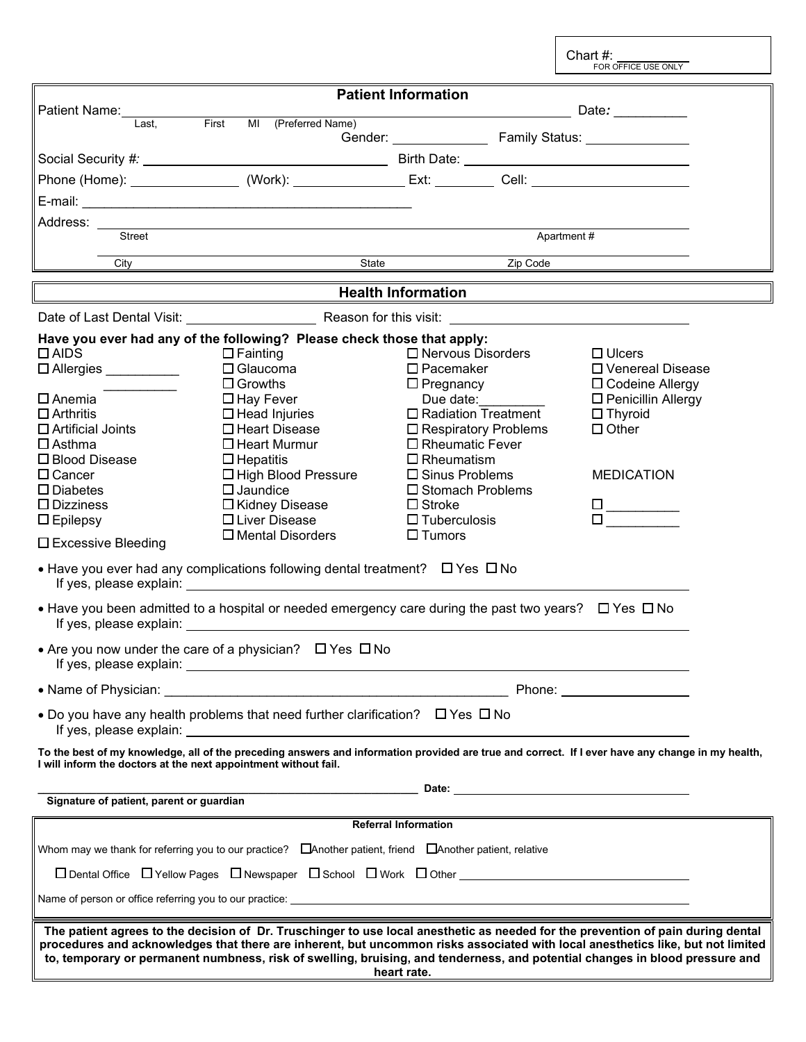Chart #: ___________
FOR OFFICE USE ONLY

## Patient Information

Patient Name: ______________________________________________ Date: __________
Last, First MI (Preferred Name)

Gender: ______________ Family Status: ______________

Social Security #: ______________________ Birth Date: ______________________

Phone (Home): ______________ (Work): ______________ Ext: ________ Cell: ______________

E-mail: ______________________________________________

Address: ______________________________________________
Street Apartment #

______________________________________________
City State Zip Code

## Health Information

Date of Last Dental Visit: ______________ Reason for this visit: ______________________

**Have you ever had any of the following? Please check those that apply:**

- ☐ AIDS
- ☐ Allergies __________ __________
- ☐ Anemia
- ☐ Arthritis
- ☐ Artificial Joints
- ☐ Asthma
- ☐ Blood Disease
- ☐ Cancer
- ☐ Diabetes
- ☐ Dizziness
- ☐ Epilepsy
- ☐ Excessive Bleeding
- ☐ Fainting
- ☐ Glaucoma
- ☐ Growths
- ☐ Hay Fever
- ☐ Head Injuries
- ☐ Heart Disease
- ☐ Heart Murmur
- ☐ Hepatitis
- ☐ High Blood Pressure
- ☐ Jaundice
- ☐ Kidney Disease
- ☐ Liver Disease
- ☐ Mental Disorders
- ☐ Nervous Disorders
- ☐ Pacemaker
- ☐ Pregnancy
  Due date: _________
- ☐ Radiation Treatment
- ☐ Respiratory Problems
- ☐ Rheumatic Fever
- ☐ Rheumatism
- ☐ Sinus Problems
- ☐ Stomach Problems
- ☐ Stroke
- ☐ Tuberculosis
- ☐ Tumors
- ☐ Ulcers
- ☐ Venereal Disease
- ☐ Codeine Allergy
- ☐ Penicillin Allergy
- ☐ Thyroid
- ☐ Other

MEDICATION

- ☐ __________
- ☐ __________

- Have you ever had any complications following dental treatment? ☐ Yes ☐ No
  If yes, please explain: ______________________________________________
- Have you been admitted to a hospital or needed emergency care during the past two years? ☐ Yes ☐ No
  If yes, please explain: ______________________________________________
- Are you now under the care of a physician? ☐ Yes ☐ No
  If yes, please explain: ______________________________________________
- Name of Physician: ______________________________________________ Phone: ______________
- Do you have any health problems that need further clarification? ☐ Yes ☐ No
  If yes, please explain: ______________________________________________

**To the best of my knowledge, all of the preceding answers and information provided are true and correct. If I ever have any change in my health, I will inform the doctors at the next appointment without fail.**

______________________________________________ **Date:** ______________________
**Signature of patient, parent or guardian**

### Referral Information

Whom may we thank for referring you to our practice? ☐ Another patient, friend ☐ Another patient, relative

☐ Dental Office ☐ Yellow Pages ☐ Newspaper ☐ School ☐ Work ☐ Other ______________________

Name of person or office referring you to our practice: ______________________________________________

**The patient agrees to the decision of Dr. Truschinger to use local anesthetic as needed for the prevention of pain during dental procedures and acknowledges that there are inherent, but uncommon risks associated with local anesthetics like, but not limited to, temporary or permanent numbness, risk of swelling, bruising, and tenderness, and potential changes in blood pressure and heart rate.**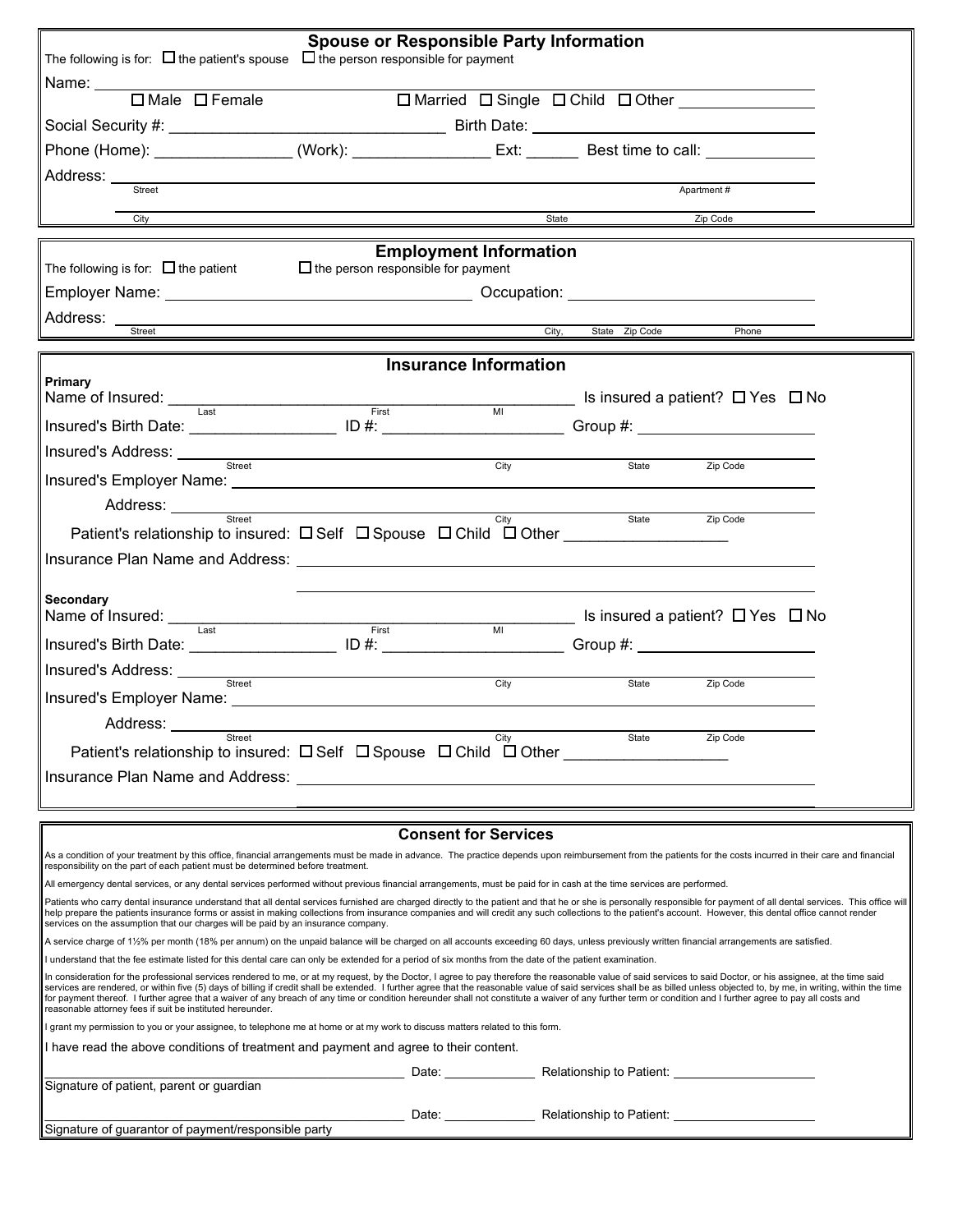## Spouse or Responsible Party Information

The following is for: ☐ the patient's spouse ☐ the person responsible for payment

Name: ________________________________________

☐ Male ☐ Female ☐ Married ☐ Single ☐ Child ☐ Other ______________

Social Security #: ______________________________ Birth Date: ______________________________

Phone (Home): ______________ (Work): ______________ Ext: ______ Best time to call: ____________

Address: ________________________________________
Street Apartment #

________________________________________
City State Zip Code

## Employment Information

The following is for: ☐ the patient ☐ the person responsible for payment

Employer Name: ______________________________ Occupation: ______________________________

Address: ________________________________________
Street City, State Zip Code Phone

## Insurance Information

**Primary**

Name of Insured: ________________________________________ Is insured a patient? ☐ Yes ☐ No
Last First MI

Insured's Birth Date: ______________ ID #: __________________ Group #: __________________

Insured's Address: ________________________________________
Street City State Zip Code

Insured's Employer Name: ________________________________________

Address: ________________________________________
Street City State Zip Code

Patient's relationship to insured: ☐ Self ☐ Spouse ☐ Child ☐ Other ________________

Insurance Plan Name and Address: ________________________________________

________________________________________

**Secondary**

Name of Insured: ________________________________________ Is insured a patient? ☐ Yes ☐ No
Last First MI

Insured's Birth Date: ______________ ID #: __________________ Group #: __________________

Insured's Address: ________________________________________
Street City State Zip Code

Insured's Employer Name: ________________________________________

Address: ________________________________________
Street City State Zip Code

Patient's relationship to insured: ☐ Self ☐ Spouse ☐ Child ☐ Other ________________

Insurance Plan Name and Address: ________________________________________

________________________________________

## Consent for Services

As a condition of your treatment by this office, financial arrangements must be made in advance. The practice depends upon reimbursement from the patients for the costs incurred in their care and financial responsibility on the part of each patient must be determined before treatment.

All emergency dental services, or any dental services performed without previous financial arrangements, must be paid for in cash at the time services are performed.

Patients who carry dental insurance understand that all dental services furnished are charged directly to the patient and that he or she is personally responsible for payment of all dental services. This office will help prepare the patients insurance forms or assist in making collections from insurance companies and will credit any such collections to the patient's account. However, this dental office cannot render services on the assumption that our charges will be paid by an insurance company.

A service charge of 1½% per month (18% per annum) on the unpaid balance will be charged on all accounts exceeding 60 days, unless previously written financial arrangements are satisfied.

I understand that the fee estimate listed for this dental care can only be extended for a period of six months from the date of the patient examination.

In consideration for the professional services rendered to me, or at my request, by the Doctor, I agree to pay therefore the reasonable value of said services to said Doctor, or his assignee, at the time said services are rendered, or within five (5) days of billing if credit shall be extended. I further agree that the reasonable value of said services shall be as billed unless objected to, by me, in writing, within the time for payment thereof. I further agree that a waiver of any breach of any time or condition hereunder shall not constitute a waiver of any further term or condition and I further agree to pay all costs and reasonable attorney fees if suit be instituted hereunder.

I grant my permission to you or your assignee, to telephone me at home or at my work to discuss matters related to this form.

I have read the above conditions of treatment and payment and agree to their content.

________________________________________ Date: ____________ Relationship to Patient: ________________
Signature of patient, parent or guardian

________________________________________ Date: ____________ Relationship to Patient: ________________
Signature of guarantor of payment/responsible party